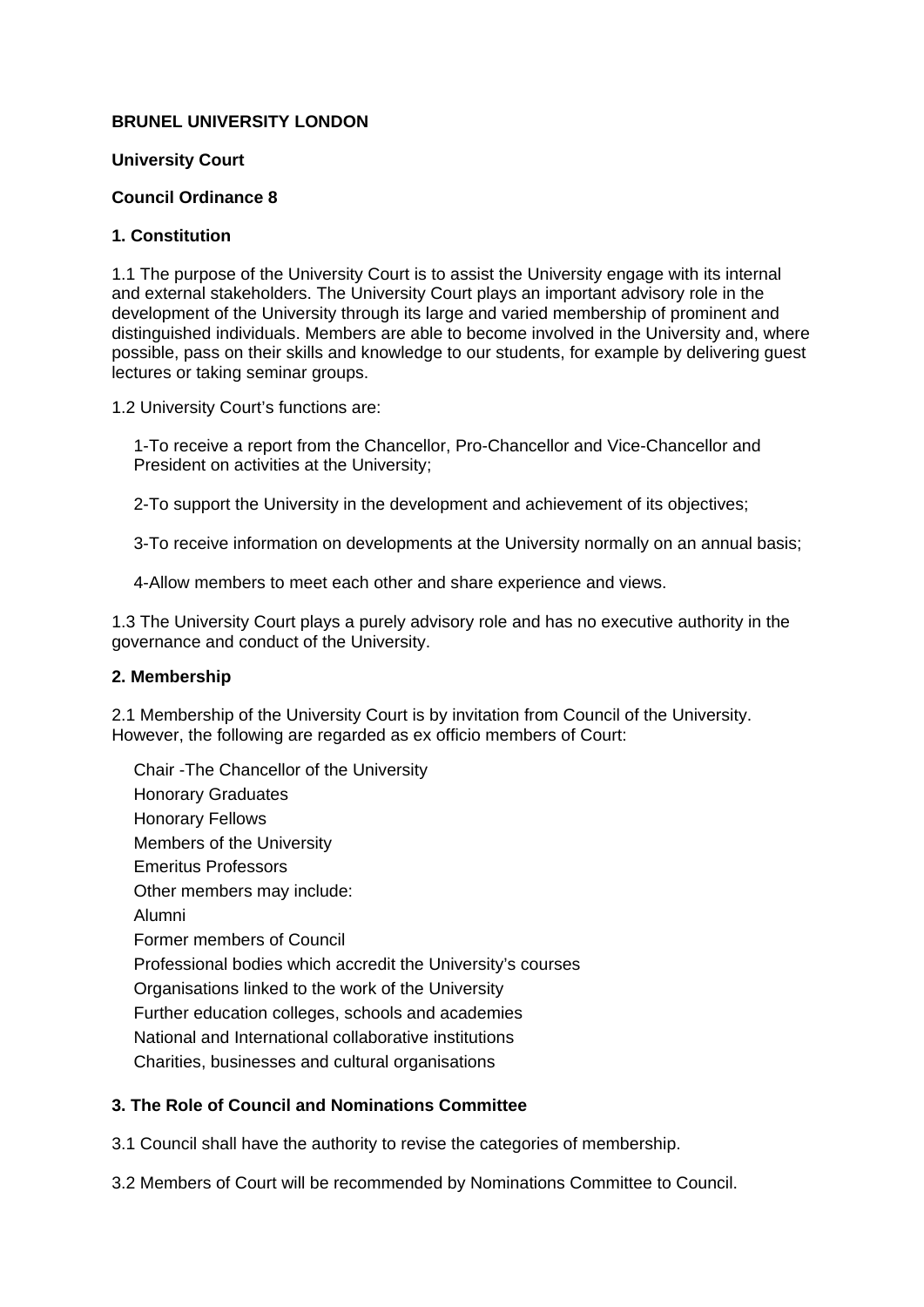**BRUNEL UNIVERSITY LONDON**

**University Court**

**Council Ordinance 8**

**1. Constitution**

1.1 The purpose of the University Court is to assist the University engage with its internal and external stakeholders. The University Court plays an important advisory role in the development of the University through its large and varied membership of prominent and distinguished individuals. Members are able to become involved in the University and, where possible, pass on their skills and knowledge to our students, for example by delivering guest lectures or taking seminar groups.

1.2 University Court's functions are:

1-To receive a report from the Chancellor, Pro-Chancellor and Vice-Chancellor and President on activities at the University;

2-To support the University in the development and achievement of its objectives;

3-To receive information on developments at the University normally on an annual basis;

4-Allow members to meet each other and share experience and views.

1.3 The University Court plays a purely advisory role and has no executive authority in the governance and conduct of the University.

**2. Membership**

2.1 Membership of the University Court is by invitation from Council of the University. However, the following are regarded as ex officio members of Court:

Chair -The Chancellor of the University
Honorary Graduates
Honorary Fellows
Members of the University
Emeritus Professors
Other members may include:
Alumni
Former members of Council
Professional bodies which accredit the University's courses
Organisations linked to the work of the University
Further education colleges, schools and academies
National and International collaborative institutions
Charities, businesses and cultural organisations

**3. The Role of Council and Nominations Committee**

3.1 Council shall have the authority to revise the categories of membership.

3.2 Members of Court will be recommended by Nominations Committee to Council.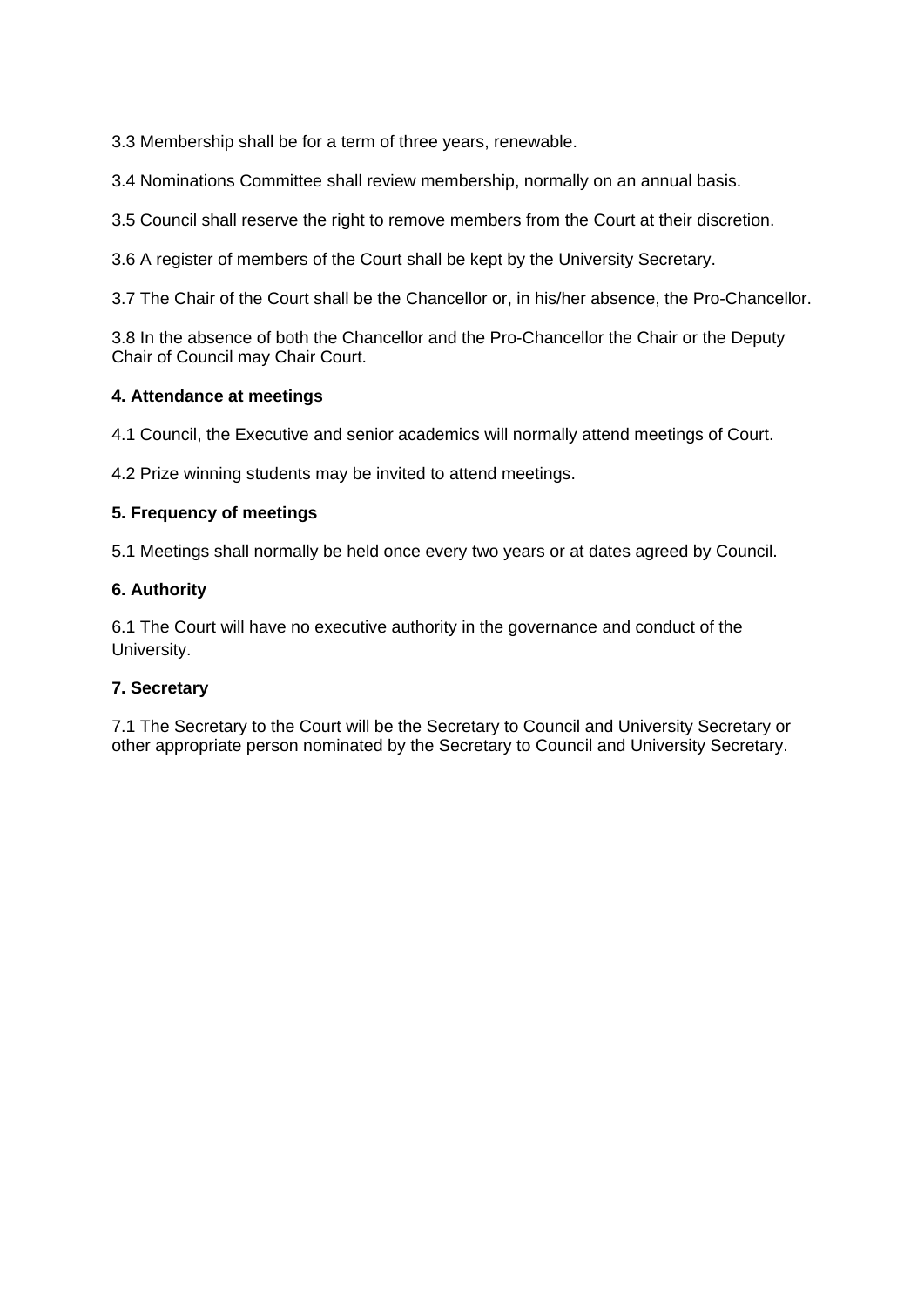3.3 Membership shall be for a term of three years, renewable.

3.4 Nominations Committee shall review membership, normally on an annual basis.

3.5 Council shall reserve the right to remove members from the Court at their discretion.

3.6 A register of members of the Court shall be kept by the University Secretary.

3.7 The Chair of the Court shall be the Chancellor or, in his/her absence, the Pro-Chancellor.

3.8 In the absence of both the Chancellor and the Pro-Chancellor the Chair or the Deputy Chair of Council may Chair Court.

**4. Attendance at meetings**

4.1 Council, the Executive and senior academics will normally attend meetings of Court.

4.2 Prize winning students may be invited to attend meetings.

**5. Frequency of meetings**

5.1 Meetings shall normally be held once every two years or at dates agreed by Council.

**6. Authority**

6.1 The Court will have no executive authority in the governance and conduct of the University.

**7. Secretary**

7.1 The Secretary to the Court will be the Secretary to Council and University Secretary or other appropriate person nominated by the Secretary to Council and University Secretary.